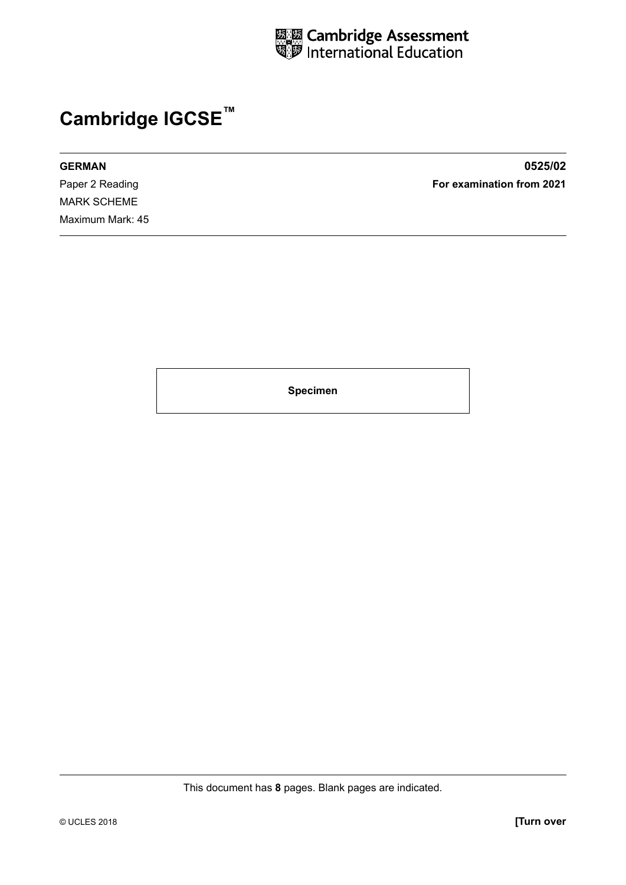Cambridge Assessment International Education

# Cambridge IGCSE™

**GERMAN** **0525/02**

Paper 2 Reading **For examination from 2021**

MARK SCHEME

Maximum Mark: 45

**Specimen**

This document has **8** pages. Blank pages are indicated.

© UCLES 2018 **[Turn over**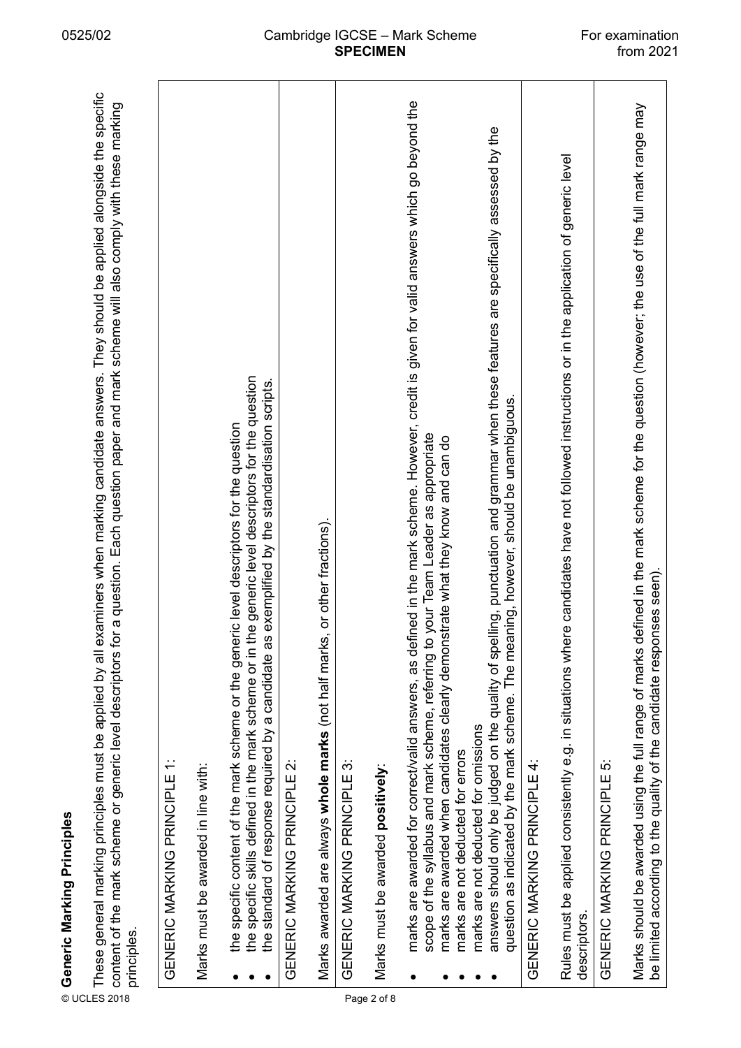## Generic Marking Principles

These general marking principles must be applied by all examiners when marking candidate answers. They should be applied alongside the specific content of the mark scheme or generic level descriptors for a question. Each question paper and mark scheme will also comply with these marking principles.

| |
|---|
| GENERIC MARKING PRINCIPLE 1:<br><br>Marks must be awarded in line with:<br><br>• the specific content of the mark scheme or the generic level descriptors for the question<br>• the specific skills defined in the mark scheme or in the generic level descriptors for the question<br>• the standard of response required by a candidate as exemplified by the standardisation scripts. |
| GENERIC MARKING PRINCIPLE 2:<br><br>Marks awarded are always **whole marks** (not half marks, or other fractions). |
| GENERIC MARKING PRINCIPLE 3:<br><br>Marks must be awarded **positively**:<br><br>• marks are awarded for correct/valid answers, as defined in the mark scheme. However, credit is given for valid answers which go beyond the scope of the syllabus and mark scheme, referring to your Team Leader as appropriate<br>• marks are awarded when candidates clearly demonstrate what they know and can do<br>• marks are not deducted for errors<br>• marks are not deducted for omissions<br>• answers should only be judged on the quality of spelling, punctuation and grammar when these features are specifically assessed by the question as indicated by the mark scheme. The meaning, however, should be unambiguous. |
| GENERIC MARKING PRINCIPLE 4:<br><br>Rules must be applied consistently e.g. in situations where candidates have not followed instructions or in the application of generic level descriptors. |
| GENERIC MARKING PRINCIPLE 5:<br><br>Marks should be awarded using the full range of marks defined in the mark scheme for the question (however; the use of the full mark range may be limited according to the quality of the candidate responses seen). |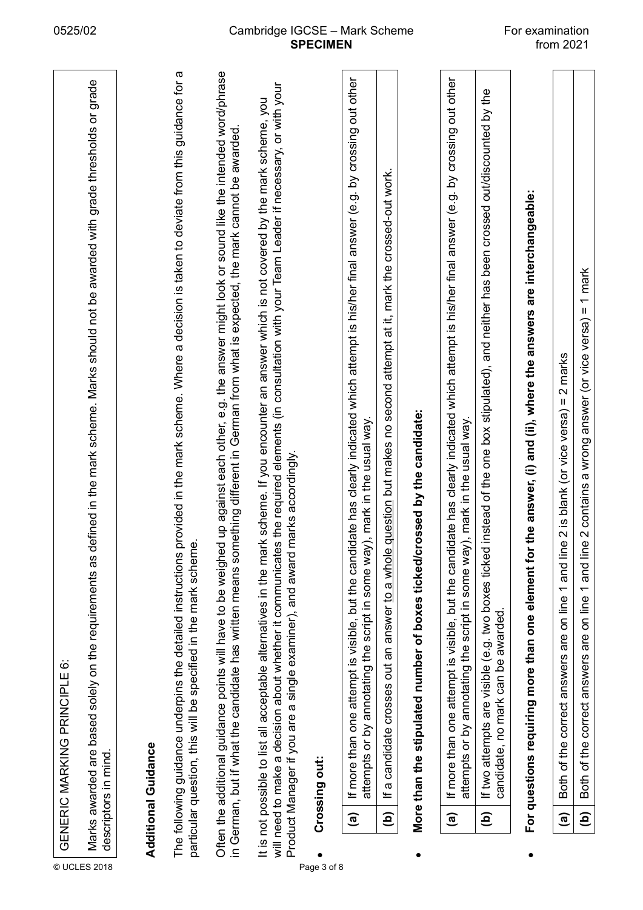| GENERIC MARKING PRINCIPLE 6: |
|---|
| Marks awarded are based solely on the requirements as defined in the mark scheme. Marks should not be awarded with grade thresholds or grade descriptors in mind. |

**Additional Guidance**

The following guidance underpins the detailed instructions provided in the mark scheme. Where a decision is taken to deviate from this guidance for a particular question, this will be specified in the mark scheme.

Often the additional guidance points will have to be weighed up against each other, e.g. the answer might look or sound like the intended word/phrase in German, but if what the candidate has written means something different in German from what is expected, the mark cannot be awarded.

It is not possible to list all acceptable alternatives in the mark scheme. If you encounter an answer which is not covered by the mark scheme, you will need to make a decision about whether it communicates the required elements (in consultation with your Team Leader if necessary, or with your Product Manager if you are a single examiner), and award marks accordingly.

- **Crossing out:**

| | |
|---|---|
| **(a)** | If more than one attempt is visible, but the candidate has clearly indicated which attempt is his/her final answer (e.g. by crossing out other attempts or by annotating the script in some way), mark in the usual way. |
| **(b)** | If a candidate crosses out an answer <u>to a whole question</u> but makes no second attempt at it, mark the crossed-out work. |

- **More than the stipulated number of boxes ticked/crossed by the candidate:**

| | |
|---|---|
| **(a)** | If more than one attempt is visible, but the candidate has clearly indicated which attempt is his/her final answer (e.g. by crossing out other attempts or by annotating the script in some way), mark in the usual way. |
| **(b)** | If two attempts are visible (e.g. two boxes ticked instead of the one box stipulated), and neither has been crossed out/discounted by the candidate, no mark can be awarded. |

- **For questions requiring more than one element for the answer, (i) and (ii), where the answers are interchangeable:**

| | |
|---|---|
| **(a)** | Both of the correct answers are on line 1 and line 2 is blank (or vice versa) = 2 marks |
| **(b)** | Both of the correct answers are on line 1 and line 2 contains a wrong answer (or vice versa) = 1 mark |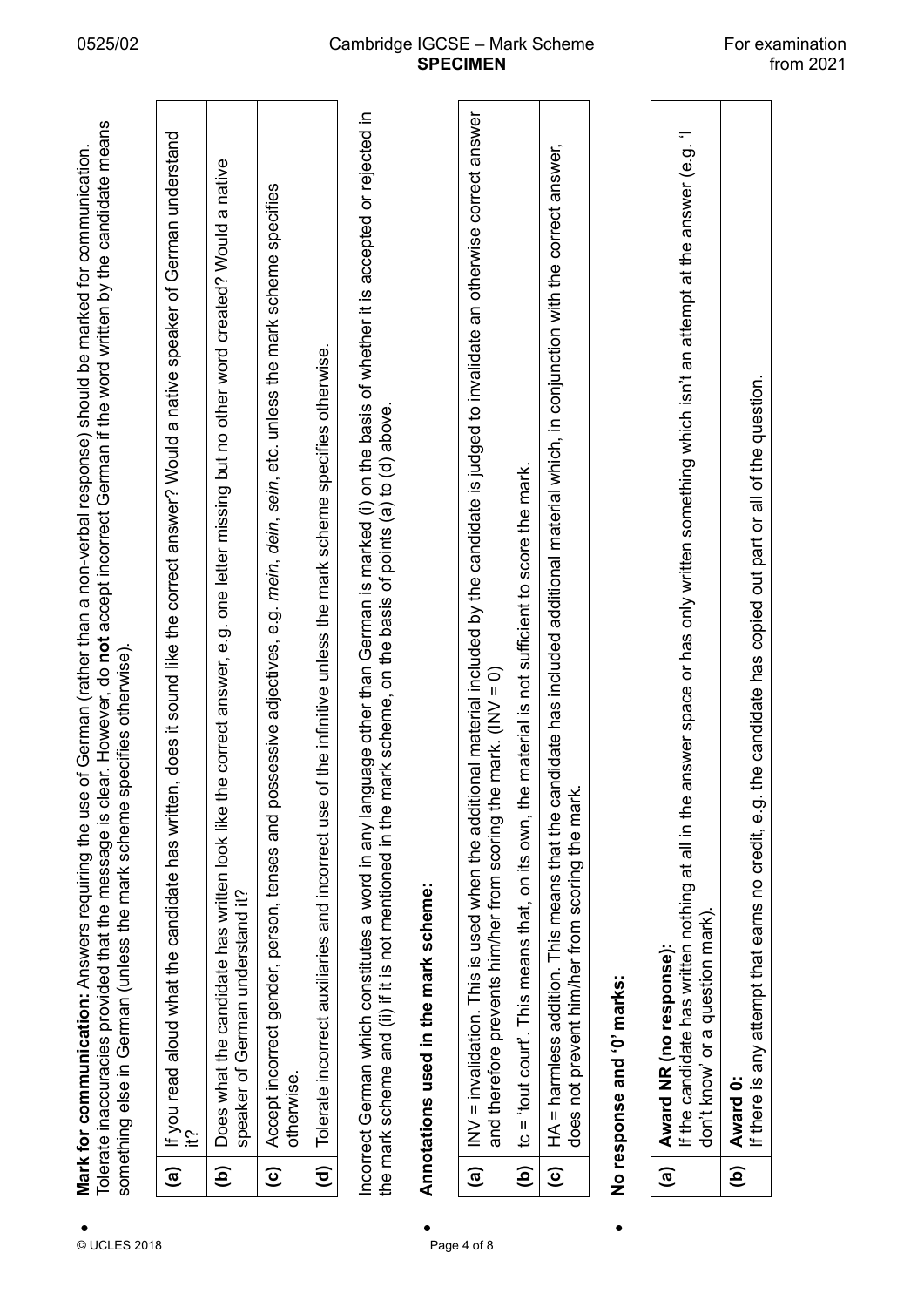- **Mark for communication:** Answers requiring the use of German (rather than a non-verbal response) should be marked for communication. Tolerate inaccuracies provided that the message is clear. However, do **not** accept incorrect German if the word written by the candidate means something else in German (unless the mark scheme specifies otherwise).

| | |
|---|---|
| **(a)** | If you read aloud what the candidate has written, does it sound like the correct answer? Would a native speaker of German understand it? |
| **(b)** | Does what the candidate has written look like the correct answer, e.g. one letter missing but no other word created? Would a native speaker of German understand it? |
| **(c)** | Accept incorrect gender, person, tenses and possessive adjectives, e.g. *mein*, *dein*, *sein*, etc. unless the mark scheme specifies otherwise. |
| **(d)** | Tolerate incorrect auxiliaries and incorrect use of the infinitive unless the mark scheme specifies otherwise. |

Incorrect German which constitutes a word in any language other than German is marked (i) on the basis of whether it is accepted or rejected in the mark scheme and (ii) if it is not mentioned in the mark scheme, on the basis of points (a) to (d) above.

- **Annotations used in the mark scheme:**

| | |
|---|---|
| **(a)** | INV = invalidation. This is used when the additional material included by the candidate is judged to invalidate an otherwise correct answer and therefore prevents him/her from scoring the mark. (INV = 0) |
| **(b)** | tc = 'tout court'. This means that, on its own, the material is not sufficient to score the mark. |
| **(c)** | HA = harmless addition. This means that the candidate has included additional material which, in conjunction with the correct answer, does not prevent him/her from scoring the mark. |

- **No response and '0' marks:**

| | |
|---|---|
| **(a)** | **Award NR (no response):** If the candidate has written nothing at all in the answer space or has only written something which isn't an attempt at the answer (e.g. 'I don't know' or a question mark). |
| **(b)** | **Award 0:** If there is any attempt that earns no credit, e.g. the candidate has copied out part or all of the question. |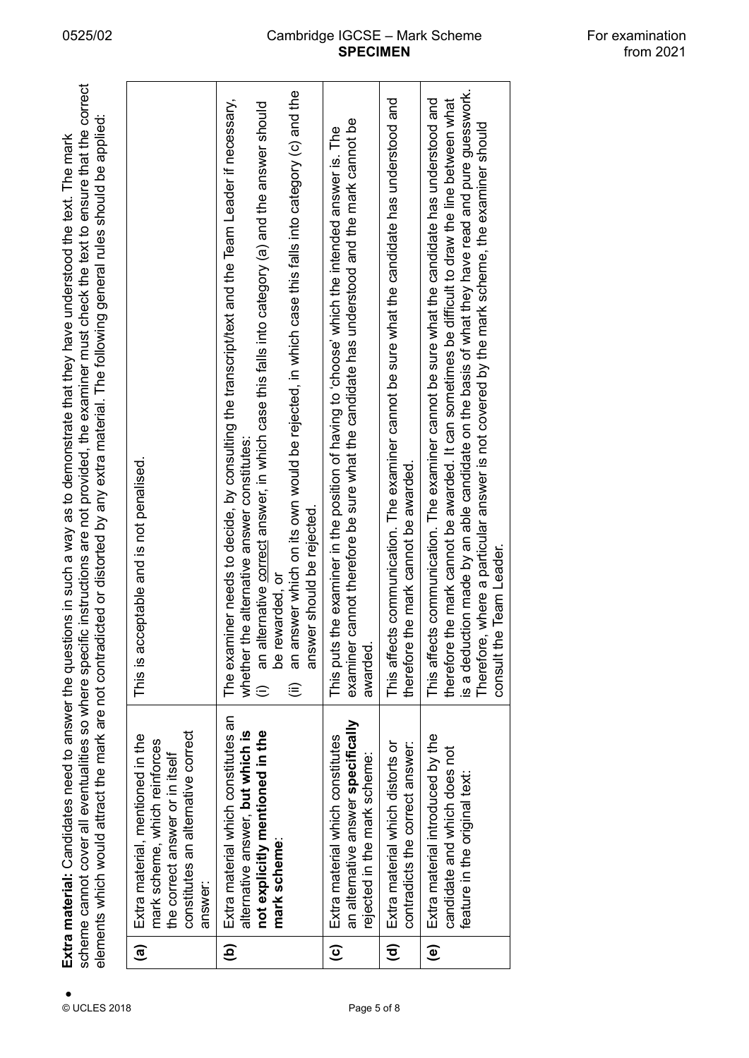**Extra material:** Candidates need to answer the questions in such a way as to demonstrate that they have understood the text. The mark scheme cannot cover all eventualities so where specific instructions are not provided, the examiner must check the text to ensure that the correct elements which would attract the mark are not contradicted or distorted by any extra material. The following general rules should be applied:

| | | |
|---|---|---|
| **(a)** | Extra material, mentioned in the mark scheme, which reinforces the correct answer or in itself constitutes an alternative correct answer: | This is acceptable and is not penalised. |
| **(b)** | Extra material which constitutes an alternative answer, **but which is not explicitly mentioned in the mark scheme**: | The examiner needs to decide, by consulting the transcript/text and the Team Leader if necessary, whether the alternative answer constitutes: (i) an alternative correct answer, in which case this falls into category (a) and the answer should be rewarded, or (ii) an answer which on its own would be rejected, in which case this falls into category (c) and the answer should be rejected. |
| **(c)** | Extra material which constitutes an alternative answer **specifically** rejected in the mark scheme: | This puts the examiner in the position of having to 'choose' which the intended answer is. The examiner cannot therefore be sure what the candidate has understood and the mark cannot be awarded. |
| **(d)** | Extra material which distorts or contradicts the correct answer: | This affects communication. The examiner cannot be sure what the candidate has understood and therefore the mark cannot be awarded. |
| **(e)** | Extra material introduced by the candidate and which does not feature in the original text: | This affects communication. The examiner cannot be sure what the candidate has understood and therefore the mark cannot be awarded. It can sometimes be difficult to draw the line between what is a deduction made by an able candidate on the basis of what they have read and pure guesswork. Therefore, where a particular answer is not covered by the mark scheme, the examiner should consult the Team Leader. |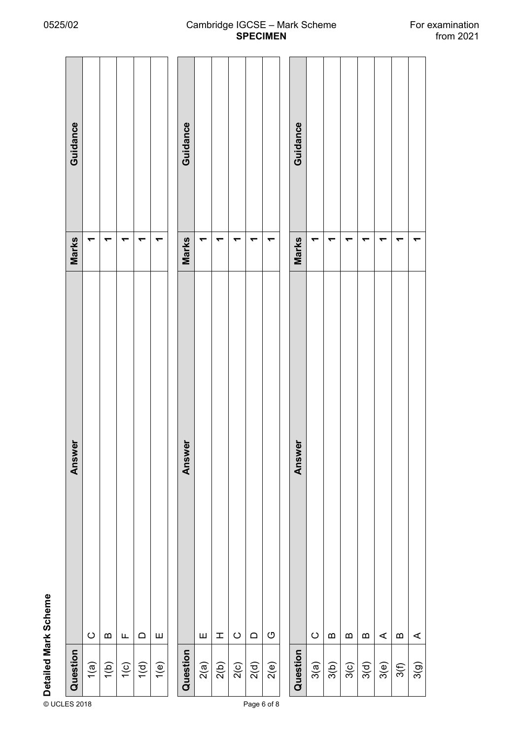## Detailed Mark Scheme

| Question | Answer | Marks | Guidance |
|---|---|---|---|
| 1(a) | C | 1 | |
| 1(b) | B | 1 | |
| 1(c) | F | 1 | |
| 1(d) | D | 1 | |
| 1(e) | E | 1 | |

| Question | Answer | Marks | Guidance |
|---|---|---|---|
| 2(a) | E | 1 | |
| 2(b) | H | 1 | |
| 2(c) | C | 1 | |
| 2(d) | D | 1 | |
| 2(e) | G | 1 | |

| Question | Answer | Marks | Guidance |
|---|---|---|---|
| 3(a) | C | 1 | |
| 3(b) | B | 1 | |
| 3(c) | B | 1 | |
| 3(d) | B | 1 | |
| 3(e) | A | 1 | |
| 3(f) | B | 1 | |
| 3(g) | A | 1 | |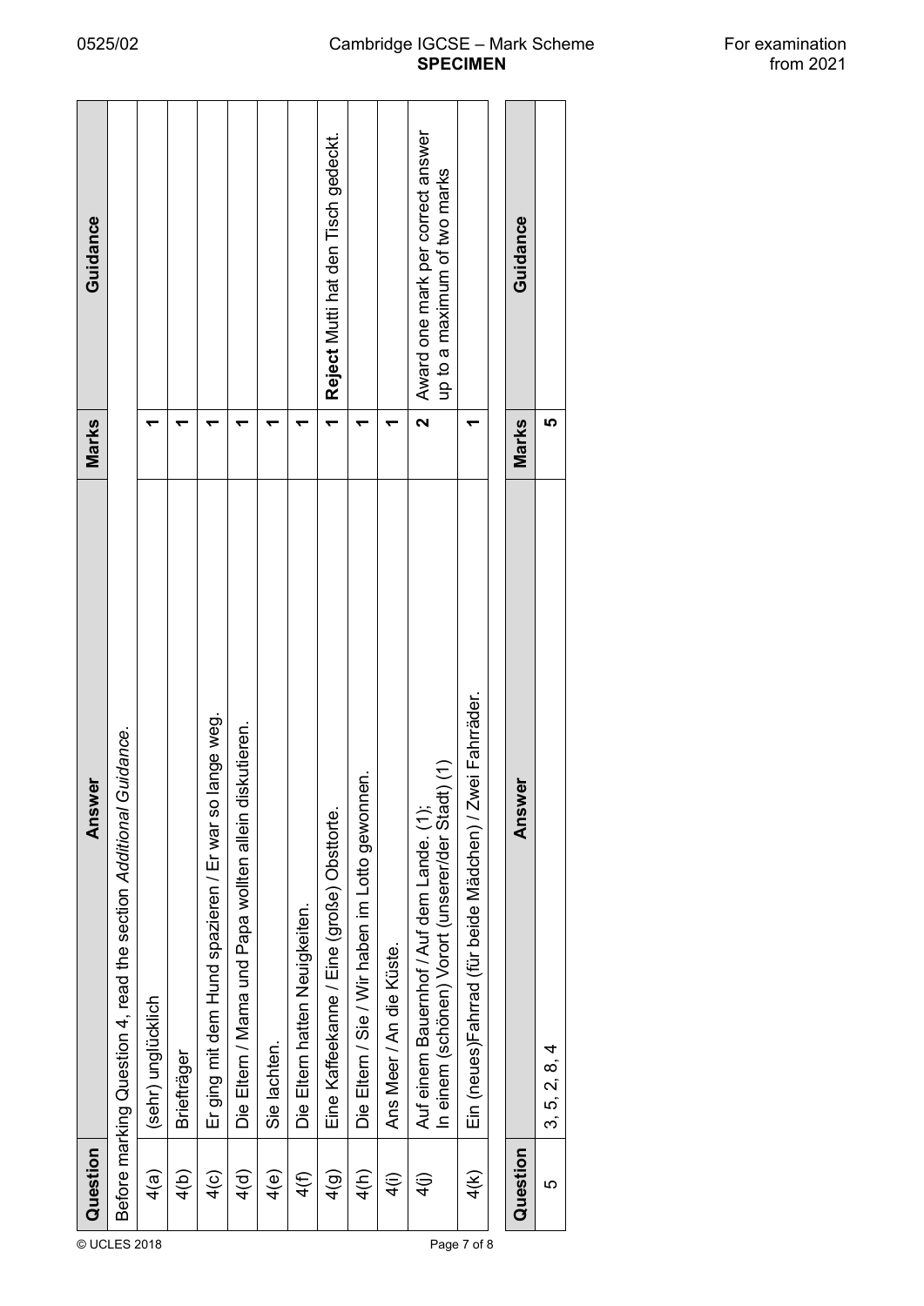| Question | Answer | Marks | Guidance |
|---|---|---|---|
| Before marking Question 4, read the section *Additional Guidance.* | | | |
| 4(a) | (sehr) unglücklich | 1 | |
| 4(b) | Briefträger | 1 | |
| 4(c) | Er ging mit dem Hund spazieren / Er war so lange weg. | 1 | |
| 4(d) | Die Eltern / Mama und Papa wollten allein diskutieren. | 1 | |
| 4(e) | Sie lachten. | 1 | |
| 4(f) | Die Eltern hatten Neuigkeiten. | 1 | |
| 4(g) | Eine Kaffeekanne / Eine (große) Obsttorte. | 1 | **Reject** Mutti hat den Tisch gedeckt. |
| 4(h) | Die Eltern / Sie / Wir haben im Lotto gewonnen. | 1 | |
| 4(i) | Ans Meer / An die Küste. | 1 | |
| 4(j) | Auf einem Bauernhof / Auf dem Lande. (1);<br>In einem (schönen) Vorort (unserer/der Stadt) (1) | 2 | Award one mark per correct answer up to a maximum of two marks |
| 4(k) | Ein (neues)Fahrrad (für beide Mädchen) / Zwei Fahrräder. | 1 | |

| Question | Answer | Marks | Guidance |
|---|---|---|---|
| 5 | 3, 5, 2, 8, 4 | 5 | |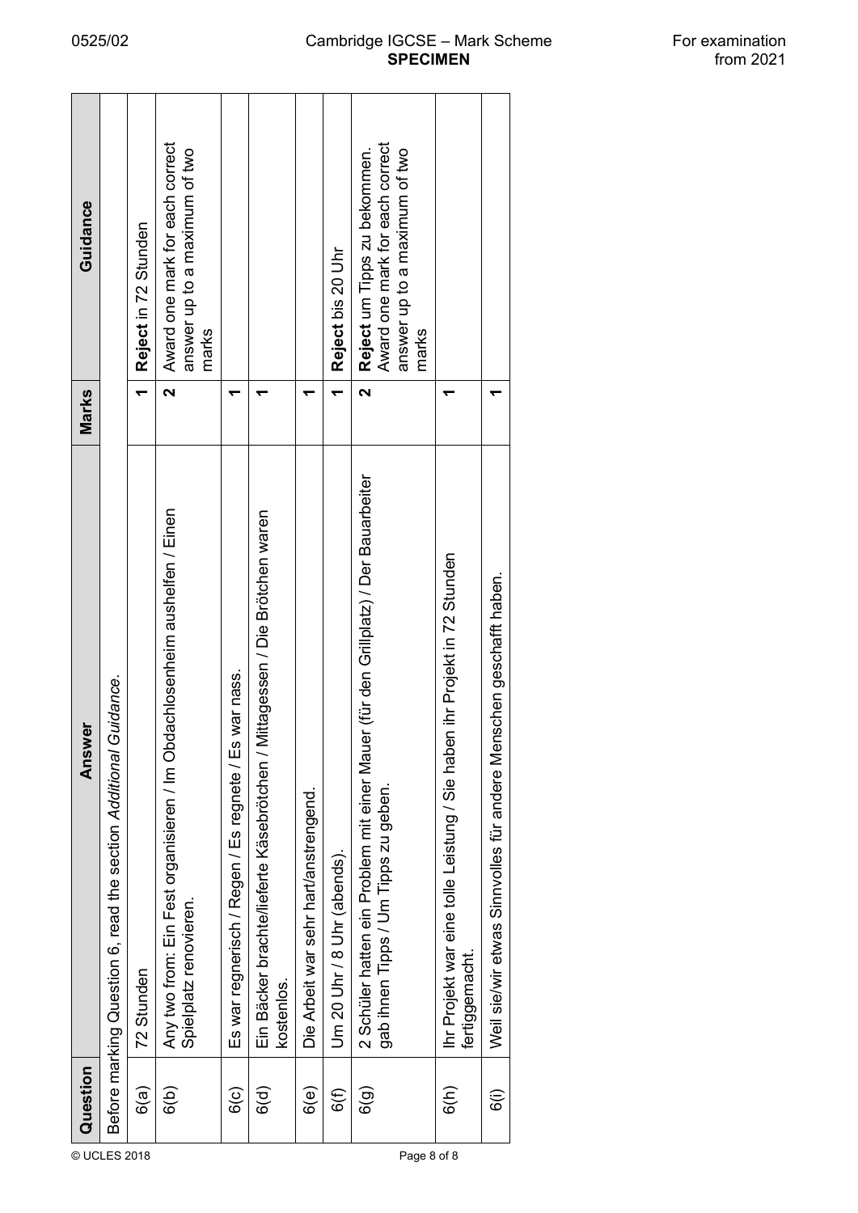| Question | Answer | Marks | Guidance |
|---|---|---|---|
| Before marking Question 6, read the section *Additional Guidance*. | | | |
| 6(a) | 72 Stunden | 1 | **Reject** in 72 Stunden |
| 6(b) | Any two from: Ein Fest organisieren / Im Obdachlosenheim aushelfen / Einen Spielplatz renovieren. | 2 | Award one mark for each correct answer up to a maximum of two marks |
| 6(c) | Es war regnerisch / Regen / Es regnete / Es war nass. | 1 | |
| 6(d) | Ein Bäcker brachte/lieferte Käsebrötchen / Mittagessen / Die Brötchen waren kostenlos. | 1 | |
| 6(e) | Die Arbeit war sehr hart/anstrengend. | 1 | |
| 6(f) | Um 20 Uhr / 8 Uhr (abends). | 1 | **Reject** bis 20 Uhr |
| 6(g) | 2 Schüler hatten ein Problem mit einer Mauer (für den Grillplatz) / Der Bauarbeiter gab ihnen Tipps / Um Tipps zu geben. | 2 | **Reject** um Tipps zu bekommen. Award one mark for each correct answer up to a maximum of two marks |
| 6(h) | Ihr Projekt war eine tolle Leistung / Sie haben ihr Projekt in 72 Stunden fertiggemacht. | 1 | |
| 6(i) | Weil sie/wir etwas Sinnvolles für andere Menschen geschafft haben. | 1 | |